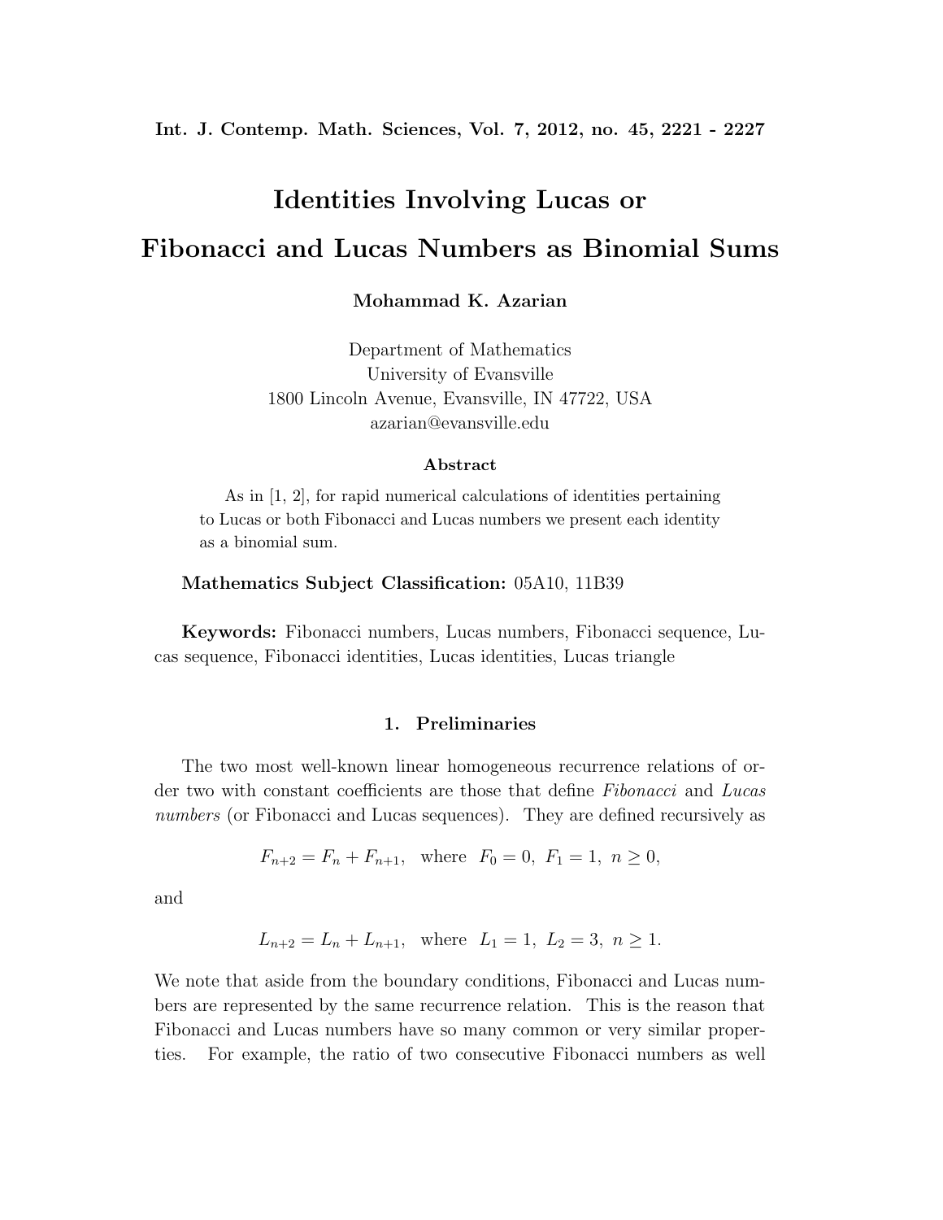# Identities Involving Lucas or Fibonacci and Lucas Numbers as Binomial Sums

**Mohammad K. Azarian**

Department of Mathematics
University of Evansville
1800 Lincoln Avenue, Evansville, IN 47722, USA
azarian@evansville.edu

### Abstract

As in [1, 2], for rapid numerical calculations of identities pertaining to Lucas or both Fibonacci and Lucas numbers we present each identity as a binomial sum.

**Mathematics Subject Classification:** 05A10, 11B39

**Keywords:** Fibonacci numbers, Lucas numbers, Fibonacci sequence, Lucas sequence, Fibonacci identities, Lucas identities, Lucas triangle

## 1. Preliminaries

The two most well-known linear homogeneous recurrence relations of order two with constant coefficients are those that define *Fibonacci* and *Lucas numbers* (or Fibonacci and Lucas sequences). They are defined recursively as

$$F_{n+2} = F_n + F_{n+1}, \quad \text{where} \quad F_0 = 0, \ F_1 = 1, \ n \geq 0,$$

and

$$L_{n+2} = L_n + L_{n+1}, \quad \text{where} \quad L_1 = 1, \ L_2 = 3, \ n \geq 1.$$

We note that aside from the boundary conditions, Fibonacci and Lucas numbers are represented by the same recurrence relation. This is the reason that Fibonacci and Lucas numbers have so many common or very similar properties. For example, the ratio of two consecutive Fibonacci numbers as well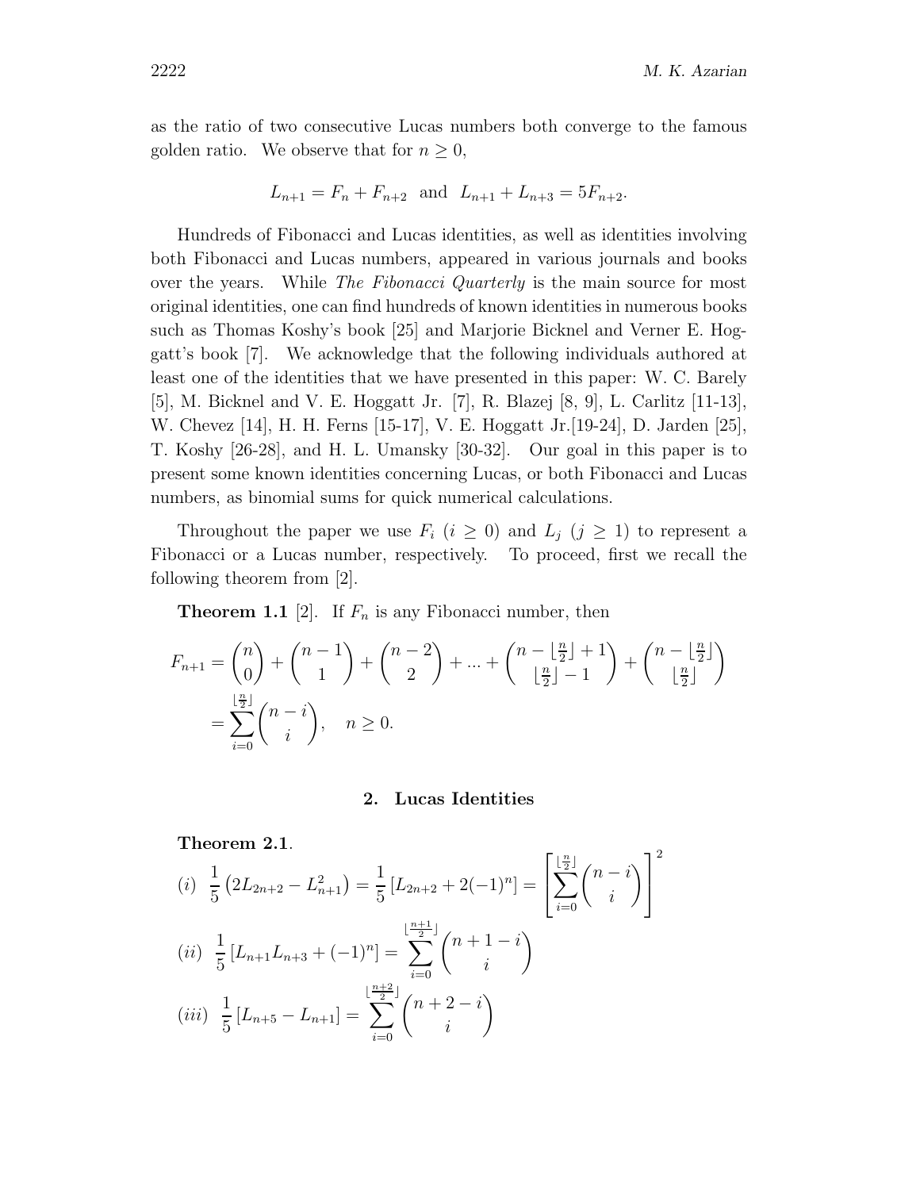as the ratio of two consecutive Lucas numbers both converge to the famous golden ratio. We observe that for $n \geq 0$,

$$L_{n+1} = F_n + F_{n+2} \text{ and } L_{n+1} + L_{n+3} = 5F_{n+2}.$$

Hundreds of Fibonacci and Lucas identities, as well as identities involving both Fibonacci and Lucas numbers, appeared in various journals and books over the years. While *The Fibonacci Quarterly* is the main source for most original identities, one can find hundreds of known identities in numerous books such as Thomas Koshy's book [25] and Marjorie Bicknel and Verner E. Hoggatt's book [7]. We acknowledge that the following individuals authored at least one of the identities that we have presented in this paper: W. C. Barely [5], M. Bicknel and V. E. Hoggatt Jr. [7], R. Blazej [8, 9], L. Carlitz [11-13], W. Chevez [14], H. H. Ferns [15-17], V. E. Hoggatt Jr.[19-24], D. Jarden [25], T. Koshy [26-28], and H. L. Umansky [30-32]. Our goal in this paper is to present some known identities concerning Lucas, or both Fibonacci and Lucas numbers, as binomial sums for quick numerical calculations.

Throughout the paper we use $F_i$ $(i \geq 0)$ and $L_j$ $(j \geq 1)$ to represent a Fibonacci or a Lucas number, respectively. To proceed, first we recall the following theorem from [2].

**Theorem 1.1** [2]. If $F_n$ is any Fibonacci number, then

$$F_{n+1} = \binom{n}{0} + \binom{n-1}{1} + \binom{n-2}{2} + ... + \binom{n - \lfloor \frac{n}{2} \rfloor + 1}{\lfloor \frac{n}{2} \rfloor - 1} + \binom{n - \lfloor \frac{n}{2} \rfloor}{\lfloor \frac{n}{2} \rfloor}$$
$$= \sum_{i=0}^{\lfloor \frac{n}{2} \rfloor} \binom{n-i}{i}, \quad n \geq 0.$$

## 2. Lucas Identities

**Theorem 2.1**.

$(i)$ $$\frac{1}{5}\left(2L_{2n+2} - L_{n+1}^2\right) = \frac{1}{5}\left[L_{2n+2} + 2(-1)^n\right] = \left[\sum_{i=0}^{\lfloor \frac{n}{2} \rfloor} \binom{n-i}{i}\right]^2$$

$(ii)$ $$\frac{1}{5}\left[L_{n+1}L_{n+3} + (-1)^n\right] = \sum_{i=0}^{\lfloor \frac{n+1}{2} \rfloor} \binom{n+1-i}{i}$$

$(iii)$ $$\frac{1}{5}\left[L_{n+5} - L_{n+1}\right] = \sum_{i=0}^{\lfloor \frac{n+2}{2} \rfloor} \binom{n+2-i}{i}$$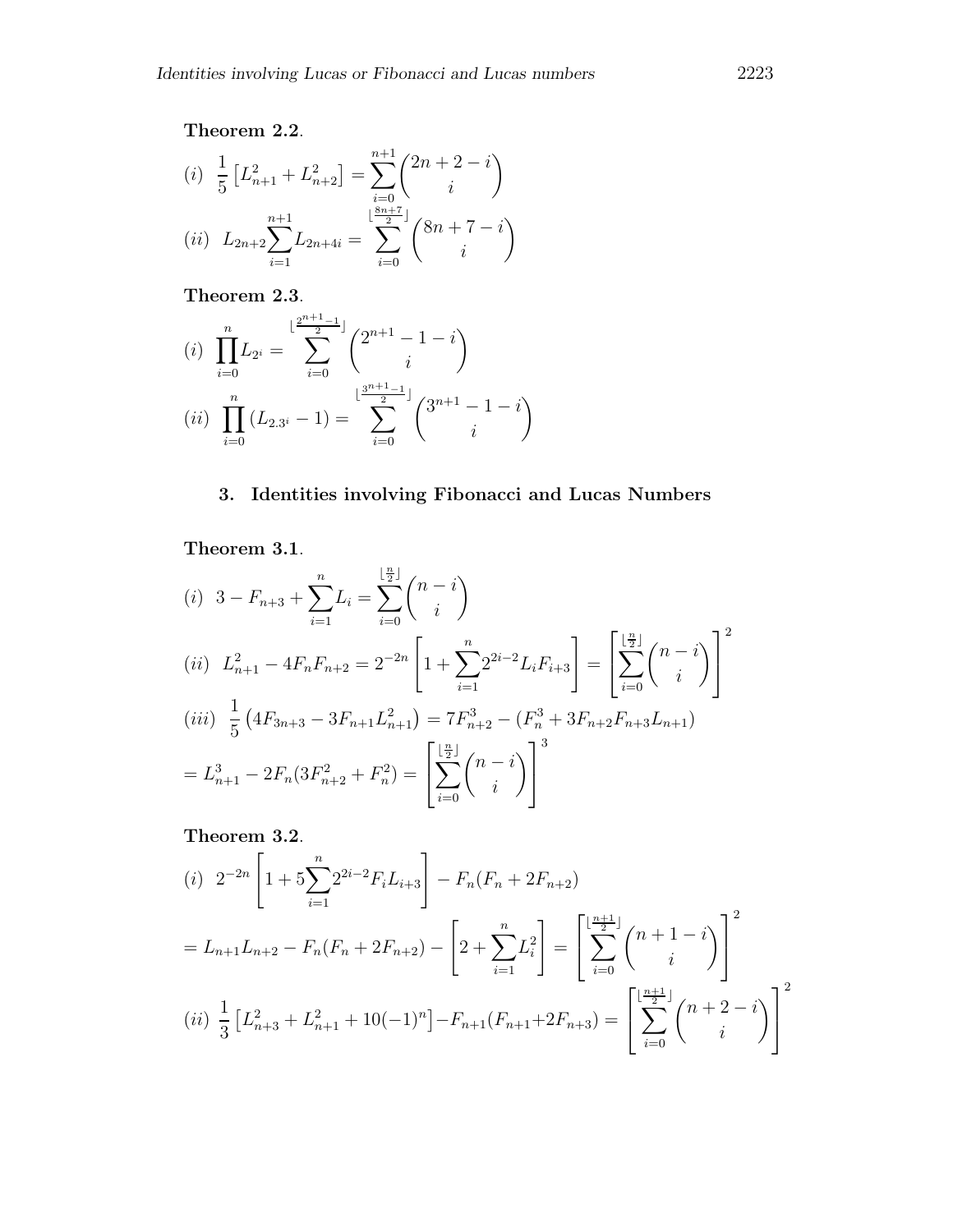**Theorem 2.2**.

$$(i)\ \ \frac{1}{5}\left[L_{n+1}^2 + L_{n+2}^2\right] = \sum_{i=0}^{n+1}\binom{2n+2-i}{i}$$

$$(ii)\ \ L_{2n+2}\sum_{i=1}^{n+1} L_{2n+4i} = \sum_{i=0}^{\lfloor\frac{8n+7}{2}\rfloor}\binom{8n+7-i}{i}$$

**Theorem 2.3**.

$$(i)\ \ \prod_{i=0}^{n} L_{2^i} = \sum_{i=0}^{\lfloor\frac{2^{n+1}-1}{2}\rfloor}\binom{2^{n+1}-1-i}{i}$$

$$(ii)\ \ \prod_{i=0}^{n}\left(L_{2.3^i}-1\right) = \sum_{i=0}^{\lfloor\frac{3^{n+1}-1}{2}\rfloor}\binom{3^{n+1}-1-i}{i}$$

## 3. Identities involving Fibonacci and Lucas Numbers

**Theorem 3.1**.

$$(i)\ \ 3 - F_{n+3} + \sum_{i=1}^{n} L_i = \sum_{i=0}^{\lfloor\frac{n}{2}\rfloor}\binom{n-i}{i}$$

$$(ii)\ \ L_{n+1}^2 - 4F_nF_{n+2} = 2^{-2n}\left[1 + \sum_{i=1}^{n} 2^{2i-2} L_i F_{i+3}\right] = \left[\sum_{i=0}^{\lfloor\frac{n}{2}\rfloor}\binom{n-i}{i}\right]^2$$

$$(iii)\ \ \frac{1}{5}\left(4F_{3n+3} - 3F_{n+1}L_{n+1}^2\right) = 7F_{n+2}^3 - \left(F_n^3 + 3F_{n+2}F_{n+3}L_{n+1}\right)$$

$$= L_{n+1}^3 - 2F_n(3F_{n+2}^2 + F_n^2) = \left[\sum_{i=0}^{\lfloor\frac{n}{2}\rfloor}\binom{n-i}{i}\right]^3$$

**Theorem 3.2**.

$$(i)\ \ 2^{-2n}\left[1 + 5\sum_{i=1}^{n} 2^{2i-2} F_i L_{i+3}\right] - F_n(F_n + 2F_{n+2})$$

$$= L_{n+1}L_{n+2} - F_n(F_n + 2F_{n+2}) - \left[2 + \sum_{i=1}^{n} L_i^2\right] = \left[\sum_{i=0}^{\lfloor\frac{n+1}{2}\rfloor}\binom{n+1-i}{i}\right]^2$$

$$(ii)\ \ \frac{1}{3}\left[L_{n+3}^2 + L_{n+1}^2 + 10(-1)^n\right] - F_{n+1}(F_{n+1} + 2F_{n+3}) = \left[\sum_{i=0}^{\lfloor\frac{n+1}{2}\rfloor}\binom{n+2-i}{i}\right]^2$$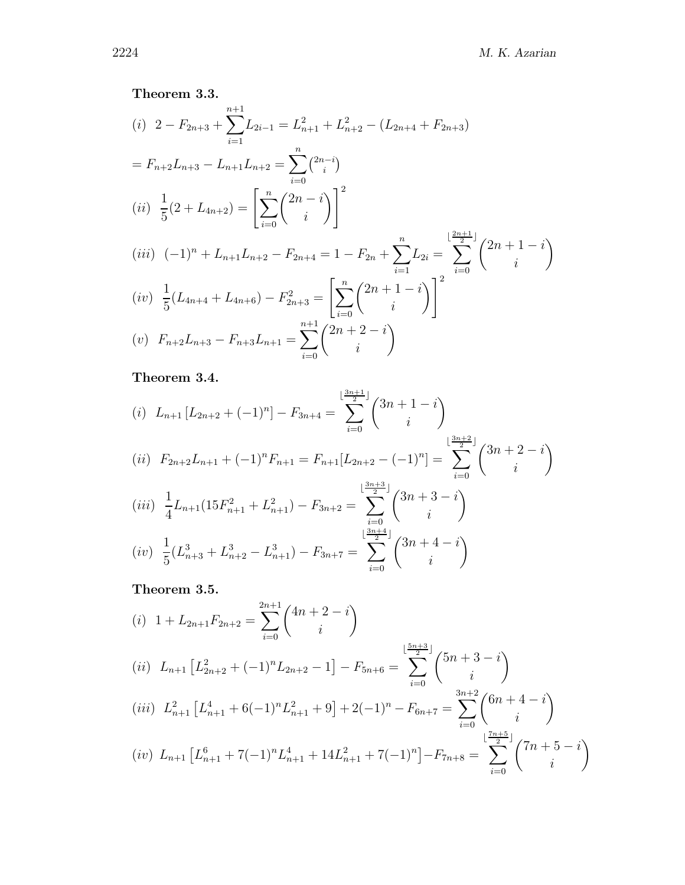**Theorem 3.3.**

$$(i)\ \ 2 - F_{2n+3} + \sum_{i=1}^{n+1} L_{2i-1} = L_{n+1}^2 + L_{n+2}^2 - (L_{2n+4} + F_{2n+3})$$

$$= F_{n+2}L_{n+3} - L_{n+1}L_{n+2} = \sum_{i=0}^{n} \tbinom{2n-i}{i}$$

$$(ii)\ \ \frac{1}{5}(2 + L_{4n+2}) = \left[\sum_{i=0}^{n} \binom{2n-i}{i}\right]^2$$

$$(iii)\ \ (-1)^n + L_{n+1}L_{n+2} - F_{2n+4} = 1 - F_{2n} + \sum_{i=1}^{n} L_{2i} = \sum_{i=0}^{\lfloor \frac{2n+1}{2} \rfloor} \binom{2n+1-i}{i}$$

$$(iv)\ \ \frac{1}{5}(L_{4n+4} + L_{4n+6}) - F_{2n+3}^2 = \left[\sum_{i=0}^{n} \binom{2n+1-i}{i}\right]^2$$

$$(v)\ \ F_{n+2}L_{n+3} - F_{n+3}L_{n+1} = \sum_{i=0}^{n+1} \binom{2n+2-i}{i}$$

**Theorem 3.4.**

$$(i)\ \ L_{n+1}\left[L_{2n+2} + (-1)^n\right] - F_{3n+4} = \sum_{i=0}^{\lfloor \frac{3n+1}{2} \rfloor} \binom{3n+1-i}{i}$$

$$(ii)\ \ F_{2n+2}L_{n+1} + (-1)^n F_{n+1} = F_{n+1}[L_{2n+2} - (-1)^n] = \sum_{i=0}^{\lfloor \frac{3n+2}{2} \rfloor} \binom{3n+2-i}{i}$$

$$(iii)\ \ \frac{1}{4}L_{n+1}(15F_{n+1}^2 + L_{n+1}^2) - F_{3n+2} = \sum_{i=0}^{\lfloor \frac{3n+3}{2} \rfloor} \binom{3n+3-i}{i}$$

$$(iv)\ \ \frac{1}{5}(L_{n+3}^3 + L_{n+2}^3 - L_{n+1}^3) - F_{3n+7} = \sum_{i=0}^{\lfloor \frac{3n+4}{2} \rfloor} \binom{3n+4-i}{i}$$

**Theorem 3.5.**

$$(i)\ \ 1 + L_{2n+1}F_{2n+2} = \sum_{i=0}^{2n+1} \binom{4n+2-i}{i}$$

$$(ii)\ \ L_{n+1}\left[L_{2n+2}^2 + (-1)^n L_{2n+2} - 1\right] - F_{5n+6} = \sum_{i=0}^{\lfloor \frac{5n+3}{2} \rfloor} \binom{5n+3-i}{i}$$

$$(iii)\ \ L_{n+1}^2\left[L_{n+1}^4 + 6(-1)^n L_{n+1}^2 + 9\right] + 2(-1)^n - F_{6n+7} = \sum_{i=0}^{3n+2} \binom{6n+4-i}{i}$$

$$(iv)\ \ L_{n+1}\left[L_{n+1}^6 + 7(-1)^n L_{n+1}^4 + 14L_{n+1}^2 + 7(-1)^n\right] - F_{7n+8} = \sum_{i=0}^{\lfloor \frac{7n+5}{2} \rfloor} \binom{7n+5-i}{i}$$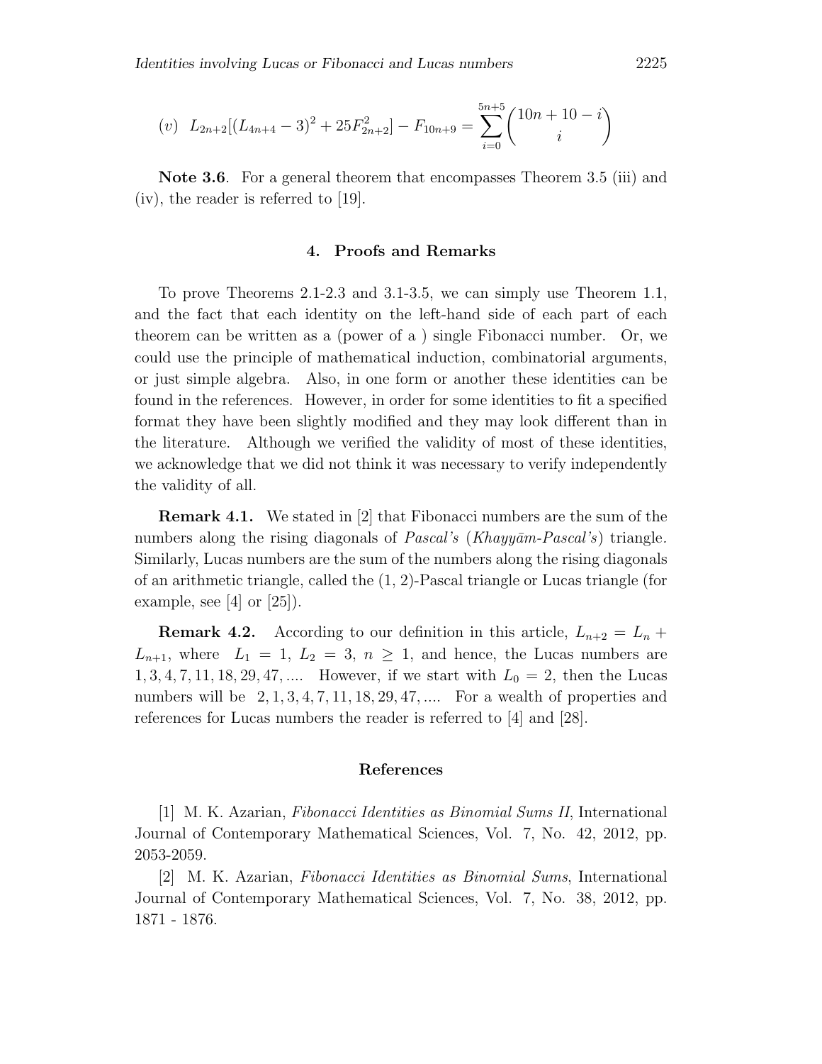(v) $L_{2n+2}[(L_{4n+4}-3)^2+25F_{2n+2}^2]-F_{10n+9}=\sum_{i=0}^{5n+5}\binom{10n+10-i}{i}$

**Note 3.6**. For a general theorem that encompasses Theorem 3.5 (iii) and (iv), the reader is referred to [19].

## 4. Proofs and Remarks

To prove Theorems 2.1-2.3 and 3.1-3.5, we can simply use Theorem 1.1, and the fact that each identity on the left-hand side of each part of each theorem can be written as a (power of a ) single Fibonacci number. Or, we could use the principle of mathematical induction, combinatorial arguments, or just simple algebra. Also, in one form or another these identities can be found in the references. However, in order for some identities to fit a specified format they have been slightly modified and they may look different than in the literature. Although we verified the validity of most of these identities, we acknowledge that we did not think it was necessary to verify independently the validity of all.

**Remark 4.1.** We stated in [2] that Fibonacci numbers are the sum of the numbers along the rising diagonals of *Pascal's* (*Khayyām-Pascal's*) triangle. Similarly, Lucas numbers are the sum of the numbers along the rising diagonals of an arithmetic triangle, called the (1, 2)-Pascal triangle or Lucas triangle (for example, see [4] or [25]).

**Remark 4.2.** According to our definition in this article, $L_{n+2}=L_n+L_{n+1}$, where $L_1=1$, $L_2=3$, $n\geq 1$, and hence, the Lucas numbers are $1,3,4,7,11,18,29,47,\ldots$. However, if we start with $L_0=2$, then the Lucas numbers will be $2,1,3,4,7,11,18,29,47,\ldots$. For a wealth of properties and references for Lucas numbers the reader is referred to [4] and [28].

## References

[1] M. K. Azarian, *Fibonacci Identities as Binomial Sums II*, International Journal of Contemporary Mathematical Sciences, Vol. 7, No. 42, 2012, pp. 2053-2059.

[2] M. K. Azarian, *Fibonacci Identities as Binomial Sums*, International Journal of Contemporary Mathematical Sciences, Vol. 7, No. 38, 2012, pp. 1871 - 1876.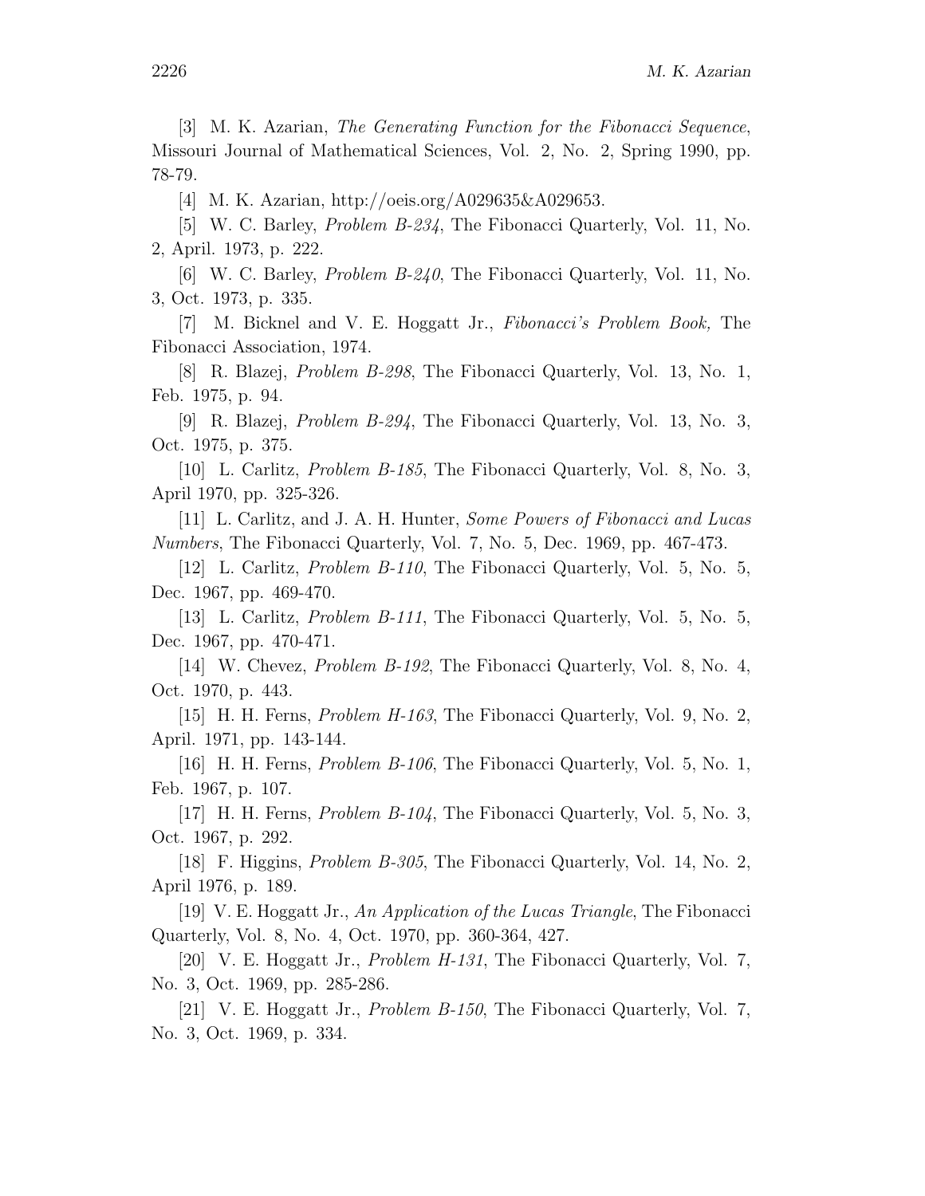[3] M. K. Azarian, *The Generating Function for the Fibonacci Sequence*, Missouri Journal of Mathematical Sciences, Vol. 2, No. 2, Spring 1990, pp. 78-79.

[4] M. K. Azarian, http://oeis.org/A029635&A029653.

[5] W. C. Barley, *Problem B-234*, The Fibonacci Quarterly, Vol. 11, No. 2, April. 1973, p. 222.

[6] W. C. Barley, *Problem B-240*, The Fibonacci Quarterly, Vol. 11, No. 3, Oct. 1973, p. 335.

[7] M. Bicknel and V. E. Hoggatt Jr., *Fibonacci's Problem Book,* The Fibonacci Association, 1974.

[8] R. Blazej, *Problem B-298*, The Fibonacci Quarterly, Vol. 13, No. 1, Feb. 1975, p. 94.

[9] R. Blazej, *Problem B-294*, The Fibonacci Quarterly, Vol. 13, No. 3, Oct. 1975, p. 375.

[10] L. Carlitz, *Problem B-185*, The Fibonacci Quarterly, Vol. 8, No. 3, April 1970, pp. 325-326.

[11] L. Carlitz, and J. A. H. Hunter, *Some Powers of Fibonacci and Lucas Numbers*, The Fibonacci Quarterly, Vol. 7, No. 5, Dec. 1969, pp. 467-473.

[12] L. Carlitz, *Problem B-110*, The Fibonacci Quarterly, Vol. 5, No. 5, Dec. 1967, pp. 469-470.

[13] L. Carlitz, *Problem B-111*, The Fibonacci Quarterly, Vol. 5, No. 5, Dec. 1967, pp. 470-471.

[14] W. Chevez, *Problem B-192*, The Fibonacci Quarterly, Vol. 8, No. 4, Oct. 1970, p. 443.

[15] H. H. Ferns, *Problem H-163*, The Fibonacci Quarterly, Vol. 9, No. 2, April. 1971, pp. 143-144.

[16] H. H. Ferns, *Problem B-106*, The Fibonacci Quarterly, Vol. 5, No. 1, Feb. 1967, p. 107.

[17] H. H. Ferns, *Problem B-104*, The Fibonacci Quarterly, Vol. 5, No. 3, Oct. 1967, p. 292.

[18] F. Higgins, *Problem B-305*, The Fibonacci Quarterly, Vol. 14, No. 2, April 1976, p. 189.

[19] V. E. Hoggatt Jr., *An Application of the Lucas Triangle*, The Fibonacci Quarterly, Vol. 8, No. 4, Oct. 1970, pp. 360-364, 427.

[20] V. E. Hoggatt Jr., *Problem H-131*, The Fibonacci Quarterly, Vol. 7, No. 3, Oct. 1969, pp. 285-286.

[21] V. E. Hoggatt Jr., *Problem B-150*, The Fibonacci Quarterly, Vol. 7, No. 3, Oct. 1969, p. 334.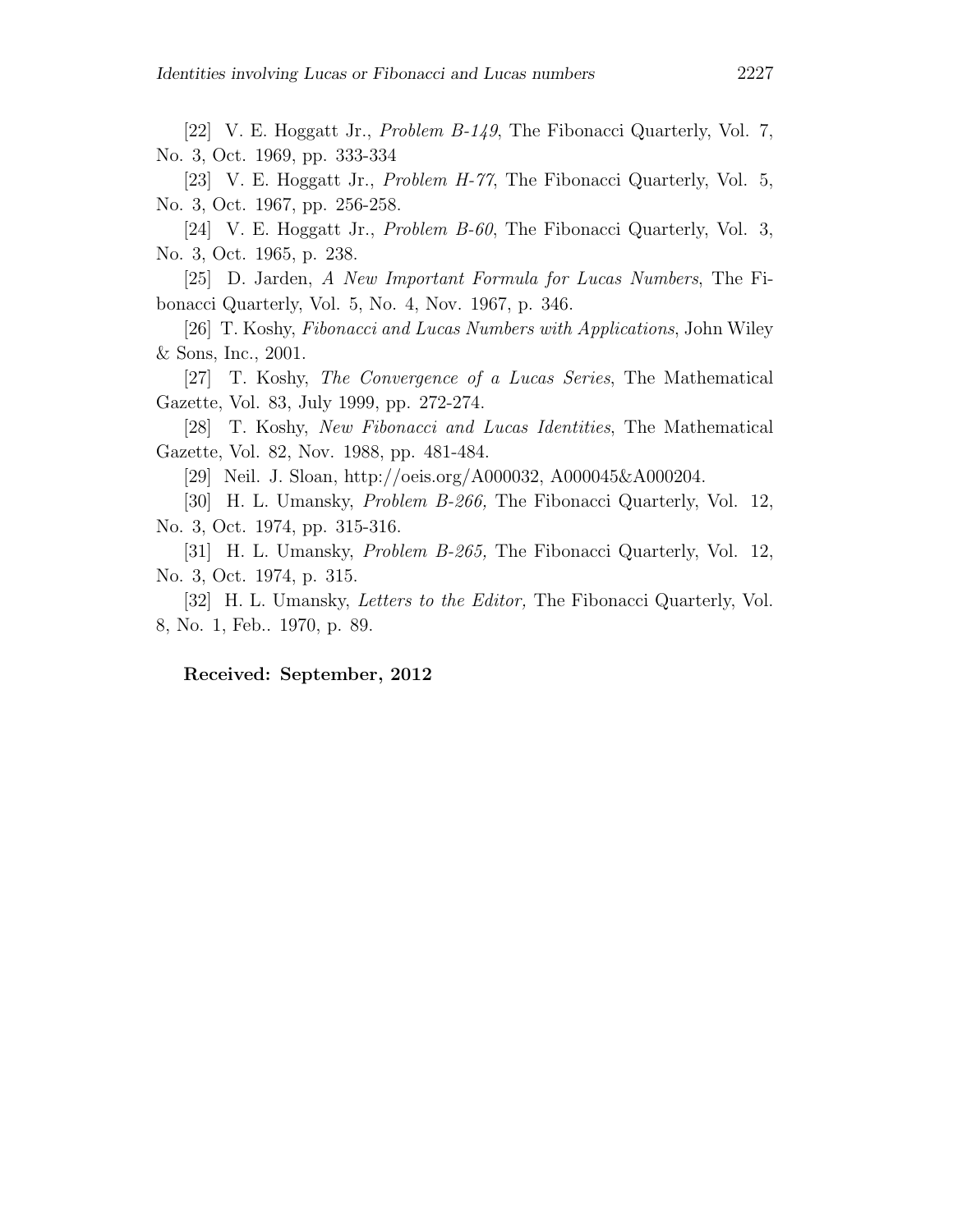[22] V. E. Hoggatt Jr., *Problem B-149*, The Fibonacci Quarterly, Vol. 7, No. 3, Oct. 1969, pp. 333-334

[23] V. E. Hoggatt Jr., *Problem H-77*, The Fibonacci Quarterly, Vol. 5, No. 3, Oct. 1967, pp. 256-258.

[24] V. E. Hoggatt Jr., *Problem B-60*, The Fibonacci Quarterly, Vol. 3, No. 3, Oct. 1965, p. 238.

[25] D. Jarden, *A New Important Formula for Lucas Numbers*, The Fibonacci Quarterly, Vol. 5, No. 4, Nov. 1967, p. 346.

[26] T. Koshy, *Fibonacci and Lucas Numbers with Applications*, John Wiley & Sons, Inc., 2001.

[27] T. Koshy, *The Convergence of a Lucas Series*, The Mathematical Gazette, Vol. 83, July 1999, pp. 272-274.

[28] T. Koshy, *New Fibonacci and Lucas Identities*, The Mathematical Gazette, Vol. 82, Nov. 1988, pp. 481-484.

[29] Neil. J. Sloan, http://oeis.org/A000032, A000045&A000204.

[30] H. L. Umansky, *Problem B-266,* The Fibonacci Quarterly, Vol. 12, No. 3, Oct. 1974, pp. 315-316.

[31] H. L. Umansky, *Problem B-265,* The Fibonacci Quarterly, Vol. 12, No. 3, Oct. 1974, p. 315.

[32] H. L. Umansky, *Letters to the Editor,* The Fibonacci Quarterly, Vol. 8, No. 1, Feb.. 1970, p. 89.

**Received: September, 2012**